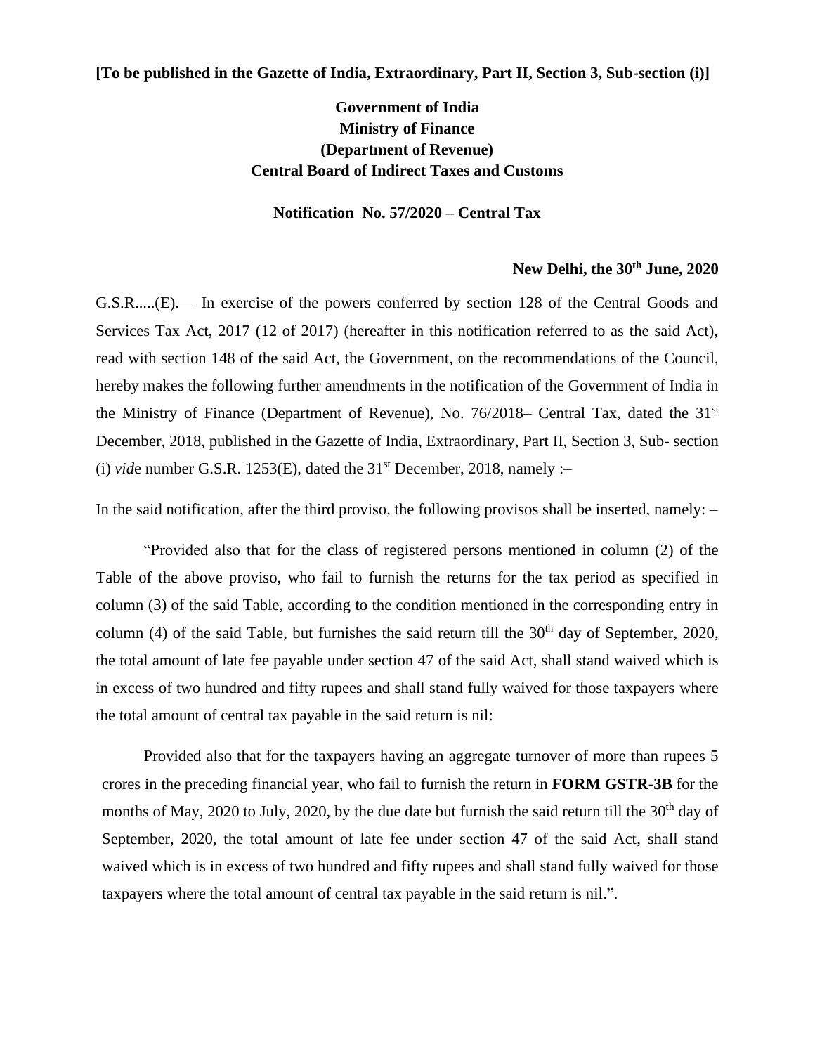**[To be published in the Gazette of India, Extraordinary, Part II, Section 3, Sub-section (i)]**

**Government of India**
**Ministry of Finance**
**(Department of Revenue)**
**Central Board of Indirect Taxes and Customs**

**Notification No. 57/2020 – Central Tax**

**New Delhi, the 30th June, 2020**

G.S.R.....(E).— In exercise of the powers conferred by section 128 of the Central Goods and Services Tax Act, 2017 (12 of 2017) (hereafter in this notification referred to as the said Act), read with section 148 of the said Act, the Government, on the recommendations of the Council, hereby makes the following further amendments in the notification of the Government of India in the Ministry of Finance (Department of Revenue), No. 76/2018– Central Tax, dated the 31st December, 2018, published in the Gazette of India, Extraordinary, Part II, Section 3, Sub- section (i) *vid*e number G.S.R. 1253(E), dated the 31st December, 2018, namely :–

In the said notification, after the third proviso, the following provisos shall be inserted, namely: –

"Provided also that for the class of registered persons mentioned in column (2) of the Table of the above proviso, who fail to furnish the returns for the tax period as specified in column (3) of the said Table, according to the condition mentioned in the corresponding entry in column (4) of the said Table, but furnishes the said return till the 30th day of September, 2020, the total amount of late fee payable under section 47 of the said Act, shall stand waived which is in excess of two hundred and fifty rupees and shall stand fully waived for those taxpayers where the total amount of central tax payable in the said return is nil:

Provided also that for the taxpayers having an aggregate turnover of more than rupees 5 crores in the preceding financial year, who fail to furnish the return in **FORM GSTR-3B** for the months of May, 2020 to July, 2020, by the due date but furnish the said return till the 30th day of September, 2020, the total amount of late fee under section 47 of the said Act, shall stand waived which is in excess of two hundred and fifty rupees and shall stand fully waived for those taxpayers where the total amount of central tax payable in the said return is nil.".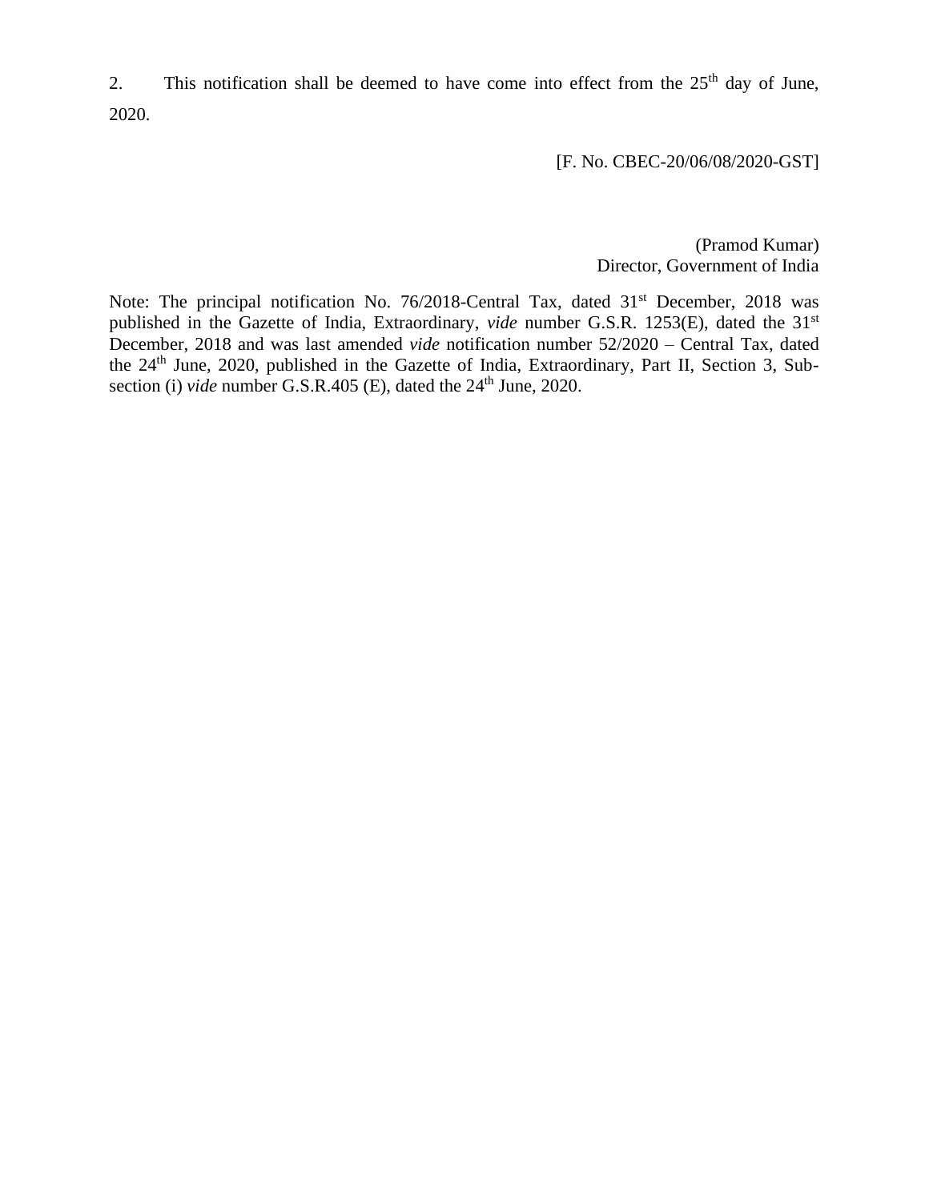2. This notification shall be deemed to have come into effect from the 25th day of June, 2020.

[F. No. CBEC-20/06/08/2020-GST]

(Pramod Kumar)
Director, Government of India

Note: The principal notification No. 76/2018-Central Tax, dated 31st December, 2018 was published in the Gazette of India, Extraordinary, *vide* number G.S.R. 1253(E), dated the 31st December, 2018 and was last amended *vide* notification number 52/2020 – Central Tax, dated the 24th June, 2020, published in the Gazette of India, Extraordinary, Part II, Section 3, Sub-section (i) *vide* number G.S.R.405 (E), dated the 24th June, 2020.